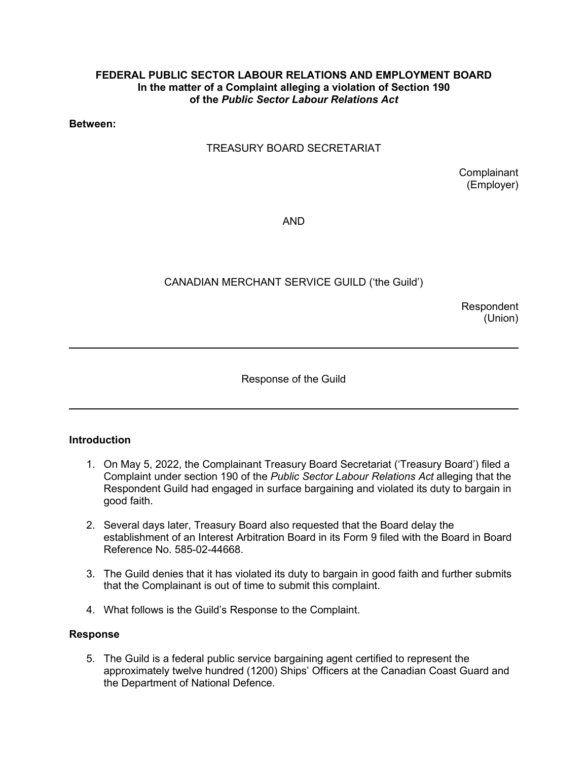**FEDERAL PUBLIC SECTOR LABOUR RELATIONS AND EMPLOYMENT BOARD**
**In the matter of a Complaint alleging a violation of Section 190**
**of the *Public Sector Labour Relations Act***

**Between:**

TREASURY BOARD SECRETARIAT

Complainant
(Employer)

AND

CANADIAN MERCHANT SERVICE GUILD ('the Guild')

Respondent
(Union)

---

Response of the Guild

---

### Introduction

1. On May 5, 2022, the Complainant Treasury Board Secretariat ('Treasury Board') filed a Complaint under section 190 of the *Public Sector Labour Relations Act* alleging that the Respondent Guild had engaged in surface bargaining and violated its duty to bargain in good faith.

2. Several days later, Treasury Board also requested that the Board delay the establishment of an Interest Arbitration Board in its Form 9 filed with the Board in Board Reference No. 585-02-44668.

3. The Guild denies that it has violated its duty to bargain in good faith and further submits that the Complainant is out of time to submit this complaint.

4. What follows is the Guild's Response to the Complaint.

### Response

5. The Guild is a federal public service bargaining agent certified to represent the approximately twelve hundred (1200) Ships' Officers at the Canadian Coast Guard and the Department of National Defence.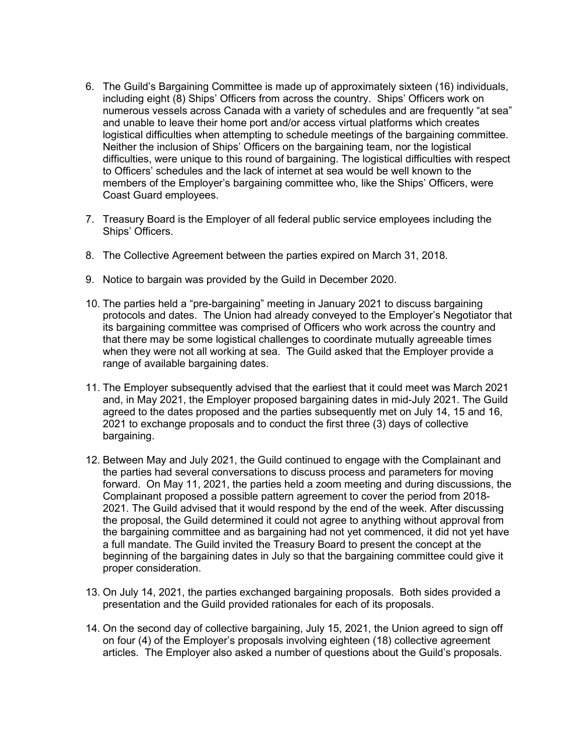6. The Guild's Bargaining Committee is made up of approximately sixteen (16) individuals, including eight (8) Ships' Officers from across the country. Ships' Officers work on numerous vessels across Canada with a variety of schedules and are frequently "at sea" and unable to leave their home port and/or access virtual platforms which creates logistical difficulties when attempting to schedule meetings of the bargaining committee. Neither the inclusion of Ships' Officers on the bargaining team, nor the logistical difficulties, were unique to this round of bargaining. The logistical difficulties with respect to Officers' schedules and the lack of internet at sea would be well known to the members of the Employer's bargaining committee who, like the Ships' Officers, were Coast Guard employees.

7. Treasury Board is the Employer of all federal public service employees including the Ships' Officers.

8. The Collective Agreement between the parties expired on March 31, 2018.

9. Notice to bargain was provided by the Guild in December 2020.

10. The parties held a "pre-bargaining" meeting in January 2021 to discuss bargaining protocols and dates. The Union had already conveyed to the Employer's Negotiator that its bargaining committee was comprised of Officers who work across the country and that there may be some logistical challenges to coordinate mutually agreeable times when they were not all working at sea. The Guild asked that the Employer provide a range of available bargaining dates.

11. The Employer subsequently advised that the earliest that it could meet was March 2021 and, in May 2021, the Employer proposed bargaining dates in mid-July 2021. The Guild agreed to the dates proposed and the parties subsequently met on July 14, 15 and 16, 2021 to exchange proposals and to conduct the first three (3) days of collective bargaining.

12. Between May and July 2021, the Guild continued to engage with the Complainant and the parties had several conversations to discuss process and parameters for moving forward. On May 11, 2021, the parties held a zoom meeting and during discussions, the Complainant proposed a possible pattern agreement to cover the period from 2018-2021. The Guild advised that it would respond by the end of the week. After discussing the proposal, the Guild determined it could not agree to anything without approval from the bargaining committee and as bargaining had not yet commenced, it did not yet have a full mandate. The Guild invited the Treasury Board to present the concept at the beginning of the bargaining dates in July so that the bargaining committee could give it proper consideration.

13. On July 14, 2021, the parties exchanged bargaining proposals. Both sides provided a presentation and the Guild provided rationales for each of its proposals.

14. On the second day of collective bargaining, July 15, 2021, the Union agreed to sign off on four (4) of the Employer's proposals involving eighteen (18) collective agreement articles. The Employer also asked a number of questions about the Guild's proposals.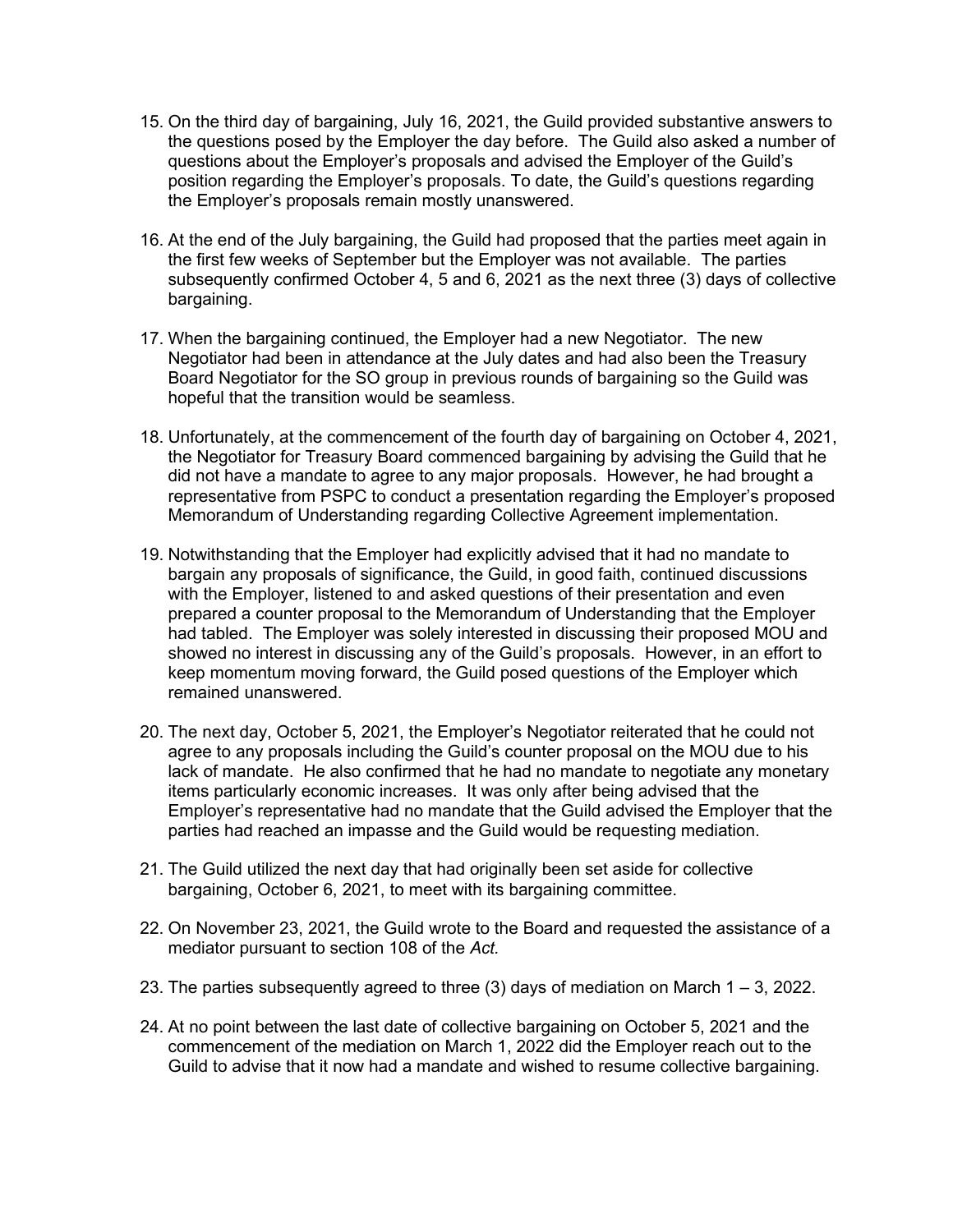15. On the third day of bargaining, July 16, 2021, the Guild provided substantive answers to the questions posed by the Employer the day before. The Guild also asked a number of questions about the Employer's proposals and advised the Employer of the Guild's position regarding the Employer's proposals. To date, the Guild's questions regarding the Employer's proposals remain mostly unanswered.

16. At the end of the July bargaining, the Guild had proposed that the parties meet again in the first few weeks of September but the Employer was not available. The parties subsequently confirmed October 4, 5 and 6, 2021 as the next three (3) days of collective bargaining.

17. When the bargaining continued, the Employer had a new Negotiator. The new Negotiator had been in attendance at the July dates and had also been the Treasury Board Negotiator for the SO group in previous rounds of bargaining so the Guild was hopeful that the transition would be seamless.

18. Unfortunately, at the commencement of the fourth day of bargaining on October 4, 2021, the Negotiator for Treasury Board commenced bargaining by advising the Guild that he did not have a mandate to agree to any major proposals. However, he had brought a representative from PSPC to conduct a presentation regarding the Employer's proposed Memorandum of Understanding regarding Collective Agreement implementation.

19. Notwithstanding that the Employer had explicitly advised that it had no mandate to bargain any proposals of significance, the Guild, in good faith, continued discussions with the Employer, listened to and asked questions of their presentation and even prepared a counter proposal to the Memorandum of Understanding that the Employer had tabled. The Employer was solely interested in discussing their proposed MOU and showed no interest in discussing any of the Guild's proposals. However, in an effort to keep momentum moving forward, the Guild posed questions of the Employer which remained unanswered.

20. The next day, October 5, 2021, the Employer's Negotiator reiterated that he could not agree to any proposals including the Guild's counter proposal on the MOU due to his lack of mandate. He also confirmed that he had no mandate to negotiate any monetary items particularly economic increases. It was only after being advised that the Employer's representative had no mandate that the Guild advised the Employer that the parties had reached an impasse and the Guild would be requesting mediation.

21. The Guild utilized the next day that had originally been set aside for collective bargaining, October 6, 2021, to meet with its bargaining committee.

22. On November 23, 2021, the Guild wrote to the Board and requested the assistance of a mediator pursuant to section 108 of the *Act.*

23. The parties subsequently agreed to three (3) days of mediation on March 1 – 3, 2022.

24. At no point between the last date of collective bargaining on October 5, 2021 and the commencement of the mediation on March 1, 2022 did the Employer reach out to the Guild to advise that it now had a mandate and wished to resume collective bargaining.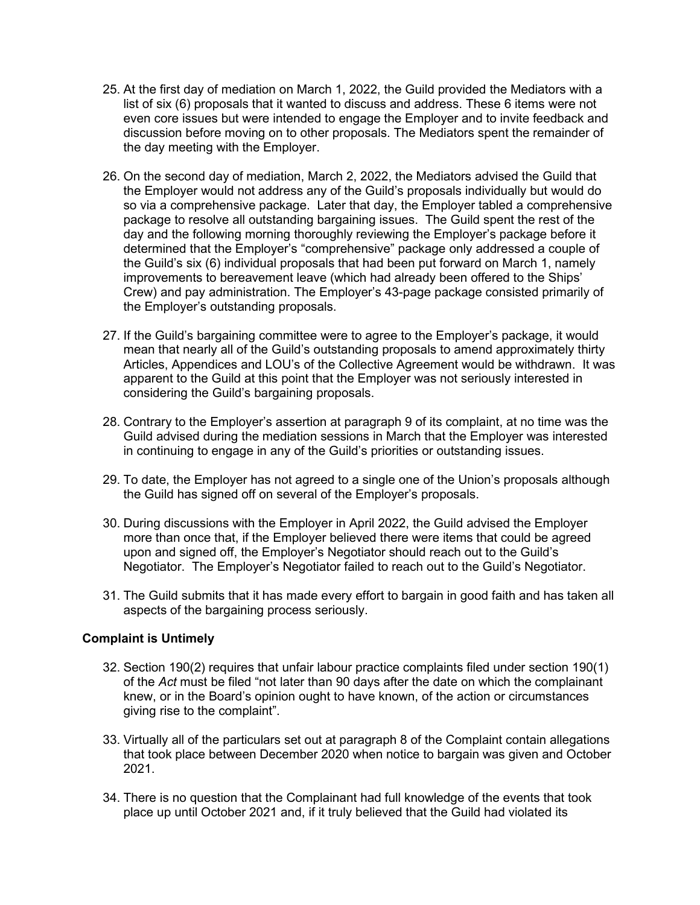25. At the first day of mediation on March 1, 2022, the Guild provided the Mediators with a list of six (6) proposals that it wanted to discuss and address. These 6 items were not even core issues but were intended to engage the Employer and to invite feedback and discussion before moving on to other proposals. The Mediators spent the remainder of the day meeting with the Employer.

26. On the second day of mediation, March 2, 2022, the Mediators advised the Guild that the Employer would not address any of the Guild's proposals individually but would do so via a comprehensive package. Later that day, the Employer tabled a comprehensive package to resolve all outstanding bargaining issues. The Guild spent the rest of the day and the following morning thoroughly reviewing the Employer's package before it determined that the Employer's "comprehensive" package only addressed a couple of the Guild's six (6) individual proposals that had been put forward on March 1, namely improvements to bereavement leave (which had already been offered to the Ships' Crew) and pay administration. The Employer's 43-page package consisted primarily of the Employer's outstanding proposals.

27. If the Guild's bargaining committee were to agree to the Employer's package, it would mean that nearly all of the Guild's outstanding proposals to amend approximately thirty Articles, Appendices and LOU's of the Collective Agreement would be withdrawn. It was apparent to the Guild at this point that the Employer was not seriously interested in considering the Guild's bargaining proposals.

28. Contrary to the Employer's assertion at paragraph 9 of its complaint, at no time was the Guild advised during the mediation sessions in March that the Employer was interested in continuing to engage in any of the Guild's priorities or outstanding issues.

29. To date, the Employer has not agreed to a single one of the Union's proposals although the Guild has signed off on several of the Employer's proposals.

30. During discussions with the Employer in April 2022, the Guild advised the Employer more than once that, if the Employer believed there were items that could be agreed upon and signed off, the Employer's Negotiator should reach out to the Guild's Negotiator. The Employer's Negotiator failed to reach out to the Guild's Negotiator.

31. The Guild submits that it has made every effort to bargain in good faith and has taken all aspects of the bargaining process seriously.

**Complaint is Untimely**

32. Section 190(2) requires that unfair labour practice complaints filed under section 190(1) of the *Act* must be filed "not later than 90 days after the date on which the complainant knew, or in the Board's opinion ought to have known, of the action or circumstances giving rise to the complaint".

33. Virtually all of the particulars set out at paragraph 8 of the Complaint contain allegations that took place between December 2020 when notice to bargain was given and October 2021.

34. There is no question that the Complainant had full knowledge of the events that took place up until October 2021 and, if it truly believed that the Guild had violated its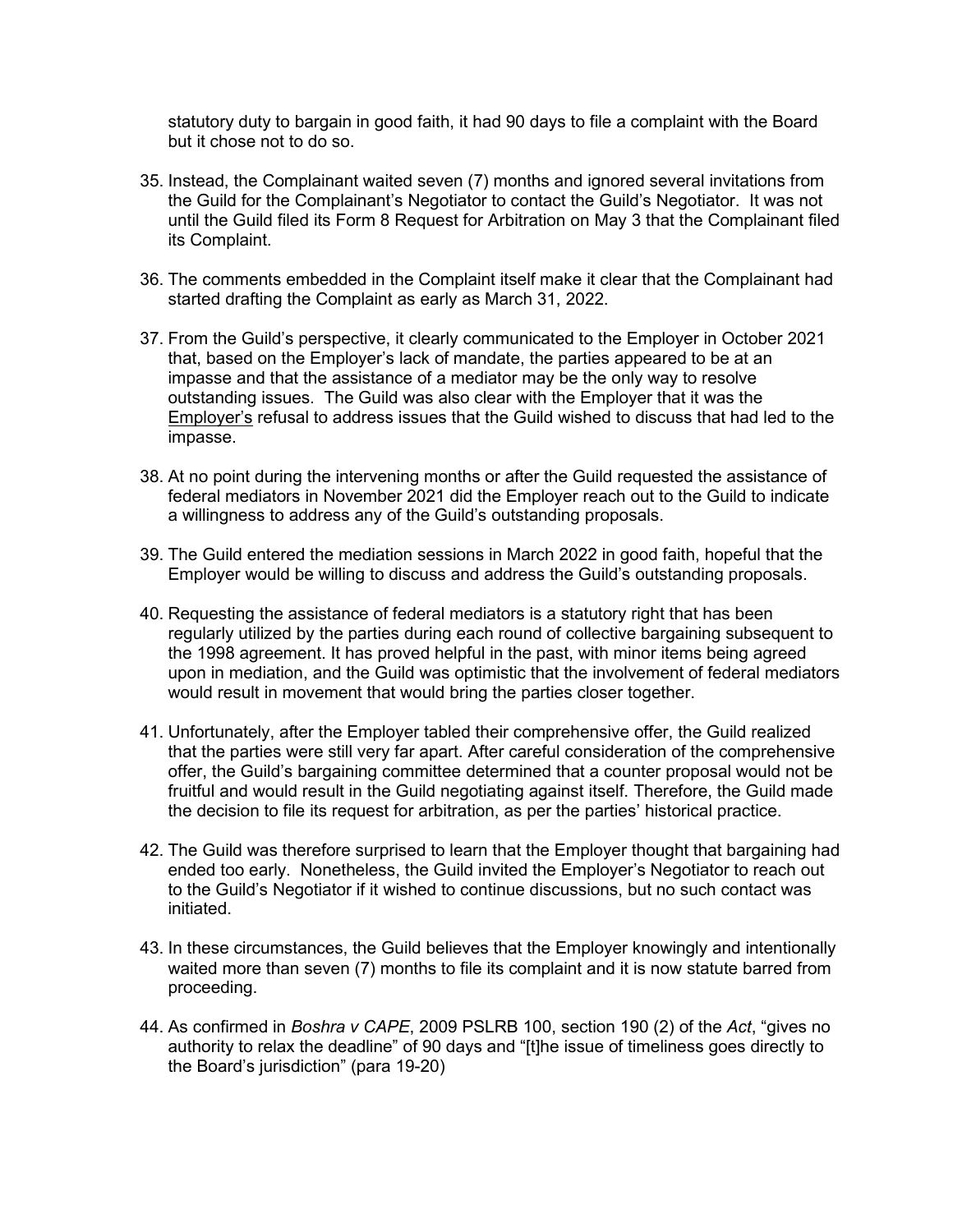statutory duty to bargain in good faith, it had 90 days to file a complaint with the Board but it chose not to do so.

35. Instead, the Complainant waited seven (7) months and ignored several invitations from the Guild for the Complainant's Negotiator to contact the Guild's Negotiator. It was not until the Guild filed its Form 8 Request for Arbitration on May 3 that the Complainant filed its Complaint.

36. The comments embedded in the Complaint itself make it clear that the Complainant had started drafting the Complaint as early as March 31, 2022.

37. From the Guild's perspective, it clearly communicated to the Employer in October 2021 that, based on the Employer's lack of mandate, the parties appeared to be at an impasse and that the assistance of a mediator may be the only way to resolve outstanding issues. The Guild was also clear with the Employer that it was the <u>Employer's</u> refusal to address issues that the Guild wished to discuss that had led to the impasse.

38. At no point during the intervening months or after the Guild requested the assistance of federal mediators in November 2021 did the Employer reach out to the Guild to indicate a willingness to address any of the Guild's outstanding proposals.

39. The Guild entered the mediation sessions in March 2022 in good faith, hopeful that the Employer would be willing to discuss and address the Guild's outstanding proposals.

40. Requesting the assistance of federal mediators is a statutory right that has been regularly utilized by the parties during each round of collective bargaining subsequent to the 1998 agreement. It has proved helpful in the past, with minor items being agreed upon in mediation, and the Guild was optimistic that the involvement of federal mediators would result in movement that would bring the parties closer together.

41. Unfortunately, after the Employer tabled their comprehensive offer, the Guild realized that the parties were still very far apart. After careful consideration of the comprehensive offer, the Guild's bargaining committee determined that a counter proposal would not be fruitful and would result in the Guild negotiating against itself. Therefore, the Guild made the decision to file its request for arbitration, as per the parties' historical practice.

42. The Guild was therefore surprised to learn that the Employer thought that bargaining had ended too early. Nonetheless, the Guild invited the Employer's Negotiator to reach out to the Guild's Negotiator if it wished to continue discussions, but no such contact was initiated.

43. In these circumstances, the Guild believes that the Employer knowingly and intentionally waited more than seven (7) months to file its complaint and it is now statute barred from proceeding.

44. As confirmed in *Boshra v CAPE*, 2009 PSLRB 100, section 190 (2) of the *Act*, "gives no authority to relax the deadline" of 90 days and "[t]he issue of timeliness goes directly to the Board's jurisdiction" (para 19-20)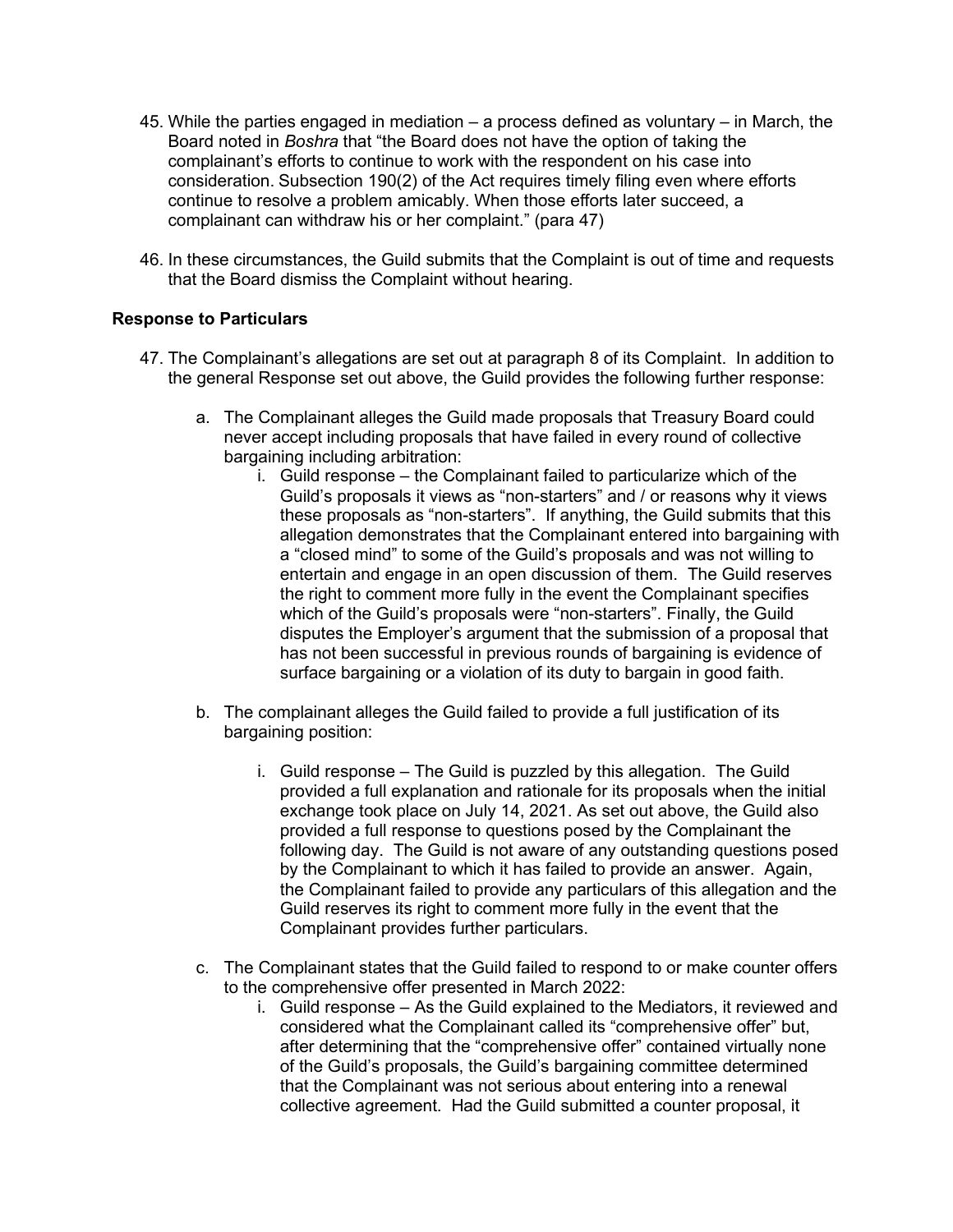45. While the parties engaged in mediation – a process defined as voluntary – in March, the Board noted in *Boshra* that "the Board does not have the option of taking the complainant's efforts to continue to work with the respondent on his case into consideration. Subsection 190(2) of the Act requires timely filing even where efforts continue to resolve a problem amicably. When those efforts later succeed, a complainant can withdraw his or her complaint." (para 47)

46. In these circumstances, the Guild submits that the Complaint is out of time and requests that the Board dismiss the Complaint without hearing.

### Response to Particulars

47. The Complainant's allegations are set out at paragraph 8 of its Complaint. In addition to the general Response set out above, the Guild provides the following further response:

    a. The Complainant alleges the Guild made proposals that Treasury Board could never accept including proposals that have failed in every round of collective bargaining including arbitration:

       i. Guild response – the Complainant failed to particularize which of the Guild's proposals it views as "non-starters" and / or reasons why it views these proposals as "non-starters". If anything, the Guild submits that this allegation demonstrates that the Complainant entered into bargaining with a "closed mind" to some of the Guild's proposals and was not willing to entertain and engage in an open discussion of them. The Guild reserves the right to comment more fully in the event the Complainant specifies which of the Guild's proposals were "non-starters". Finally, the Guild disputes the Employer's argument that the submission of a proposal that has not been successful in previous rounds of bargaining is evidence of surface bargaining or a violation of its duty to bargain in good faith.

    b. The complainant alleges the Guild failed to provide a full justification of its bargaining position:

       i. Guild response – The Guild is puzzled by this allegation. The Guild provided a full explanation and rationale for its proposals when the initial exchange took place on July 14, 2021. As set out above, the Guild also provided a full response to questions posed by the Complainant the following day. The Guild is not aware of any outstanding questions posed by the Complainant to which it has failed to provide an answer. Again, the Complainant failed to provide any particulars of this allegation and the Guild reserves its right to comment more fully in the event that the Complainant provides further particulars.

    c. The Complainant states that the Guild failed to respond to or make counter offers to the comprehensive offer presented in March 2022:

       i. Guild response – As the Guild explained to the Mediators, it reviewed and considered what the Complainant called its "comprehensive offer" but, after determining that the "comprehensive offer" contained virtually none of the Guild's proposals, the Guild's bargaining committee determined that the Complainant was not serious about entering into a renewal collective agreement. Had the Guild submitted a counter proposal, it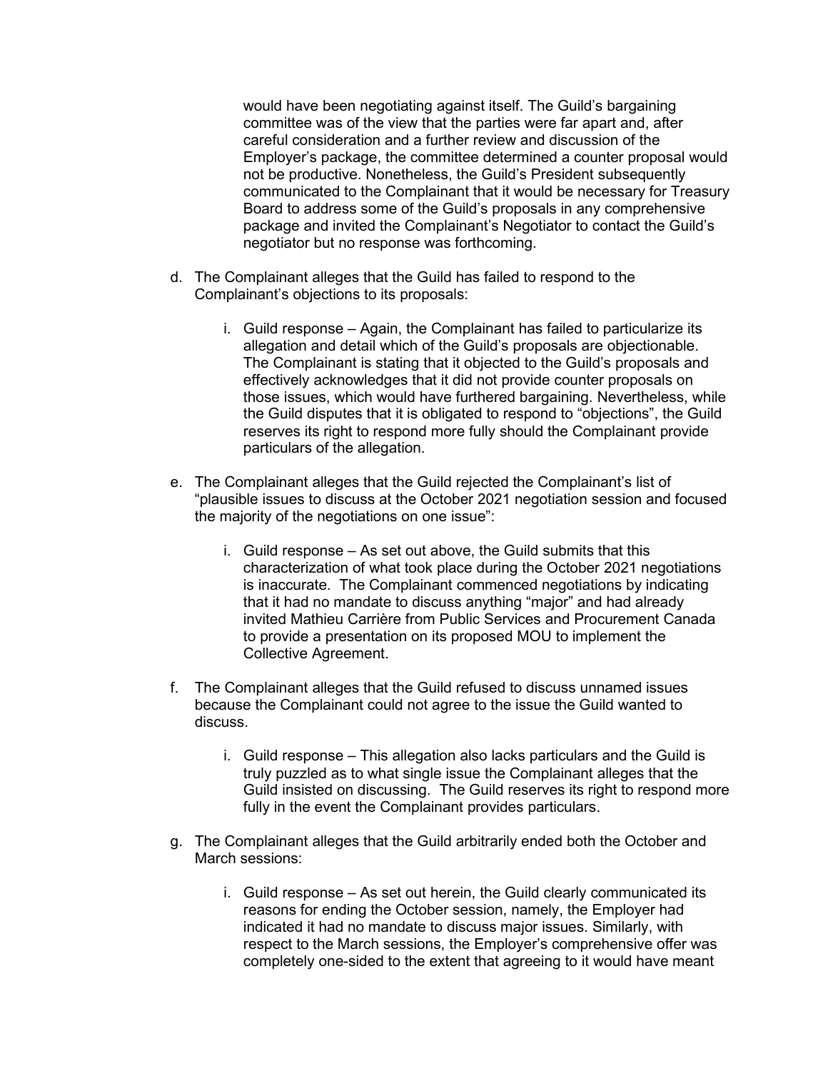would have been negotiating against itself. The Guild's bargaining committee was of the view that the parties were far apart and, after careful consideration and a further review and discussion of the Employer's package, the committee determined a counter proposal would not be productive. Nonetheless, the Guild's President subsequently communicated to the Complainant that it would be necessary for Treasury Board to address some of the Guild's proposals in any comprehensive package and invited the Complainant's Negotiator to contact the Guild's negotiator but no response was forthcoming.

d. The Complainant alleges that the Guild has failed to respond to the Complainant's objections to its proposals:

   i. Guild response – Again, the Complainant has failed to particularize its allegation and detail which of the Guild's proposals are objectionable. The Complainant is stating that it objected to the Guild's proposals and effectively acknowledges that it did not provide counter proposals on those issues, which would have furthered bargaining. Nevertheless, while the Guild disputes that it is obligated to respond to "objections", the Guild reserves its right to respond more fully should the Complainant provide particulars of the allegation.

e. The Complainant alleges that the Guild rejected the Complainant's list of "plausible issues to discuss at the October 2021 negotiation session and focused the majority of the negotiations on one issue":

   i. Guild response – As set out above, the Guild submits that this characterization of what took place during the October 2021 negotiations is inaccurate. The Complainant commenced negotiations by indicating that it had no mandate to discuss anything "major" and had already invited Mathieu Carrière from Public Services and Procurement Canada to provide a presentation on its proposed MOU to implement the Collective Agreement.

f. The Complainant alleges that the Guild refused to discuss unnamed issues because the Complainant could not agree to the issue the Guild wanted to discuss.

   i. Guild response – This allegation also lacks particulars and the Guild is truly puzzled as to what single issue the Complainant alleges that the Guild insisted on discussing. The Guild reserves its right to respond more fully in the event the Complainant provides particulars.

g. The Complainant alleges that the Guild arbitrarily ended both the October and March sessions:

   i. Guild response – As set out herein, the Guild clearly communicated its reasons for ending the October session, namely, the Employer had indicated it had no mandate to discuss major issues. Similarly, with respect to the March sessions, the Employer's comprehensive offer was completely one-sided to the extent that agreeing to it would have meant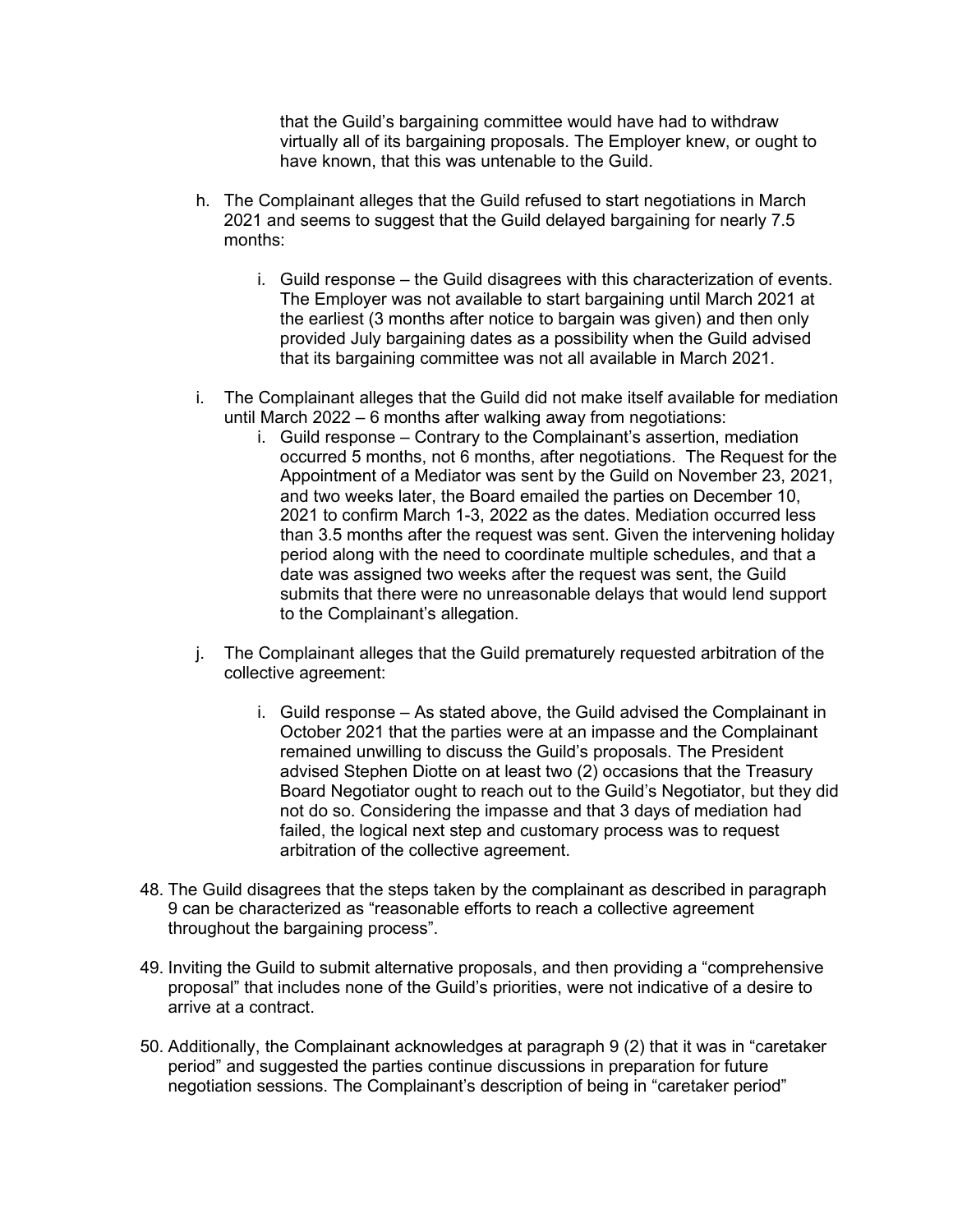that the Guild's bargaining committee would have had to withdraw virtually all of its bargaining proposals. The Employer knew, or ought to have known, that this was untenable to the Guild.

h. The Complainant alleges that the Guild refused to start negotiations in March 2021 and seems to suggest that the Guild delayed bargaining for nearly 7.5 months:

    i. Guild response – the Guild disagrees with this characterization of events. The Employer was not available to start bargaining until March 2021 at the earliest (3 months after notice to bargain was given) and then only provided July bargaining dates as a possibility when the Guild advised that its bargaining committee was not all available in March 2021.

i. The Complainant alleges that the Guild did not make itself available for mediation until March 2022 – 6 months after walking away from negotiations:

    i. Guild response – Contrary to the Complainant's assertion, mediation occurred 5 months, not 6 months, after negotiations. The Request for the Appointment of a Mediator was sent by the Guild on November 23, 2021, and two weeks later, the Board emailed the parties on December 10, 2021 to confirm March 1-3, 2022 as the dates. Mediation occurred less than 3.5 months after the request was sent. Given the intervening holiday period along with the need to coordinate multiple schedules, and that a date was assigned two weeks after the request was sent, the Guild submits that there were no unreasonable delays that would lend support to the Complainant's allegation.

j. The Complainant alleges that the Guild prematurely requested arbitration of the collective agreement:

    i. Guild response – As stated above, the Guild advised the Complainant in October 2021 that the parties were at an impasse and the Complainant remained unwilling to discuss the Guild's proposals. The President advised Stephen Diotte on at least two (2) occasions that the Treasury Board Negotiator ought to reach out to the Guild's Negotiator, but they did not do so. Considering the impasse and that 3 days of mediation had failed, the logical next step and customary process was to request arbitration of the collective agreement.

48. The Guild disagrees that the steps taken by the complainant as described in paragraph 9 can be characterized as "reasonable efforts to reach a collective agreement throughout the bargaining process".

49. Inviting the Guild to submit alternative proposals, and then providing a "comprehensive proposal" that includes none of the Guild's priorities, were not indicative of a desire to arrive at a contract.

50. Additionally, the Complainant acknowledges at paragraph 9 (2) that it was in "caretaker period" and suggested the parties continue discussions in preparation for future negotiation sessions. The Complainant's description of being in "caretaker period"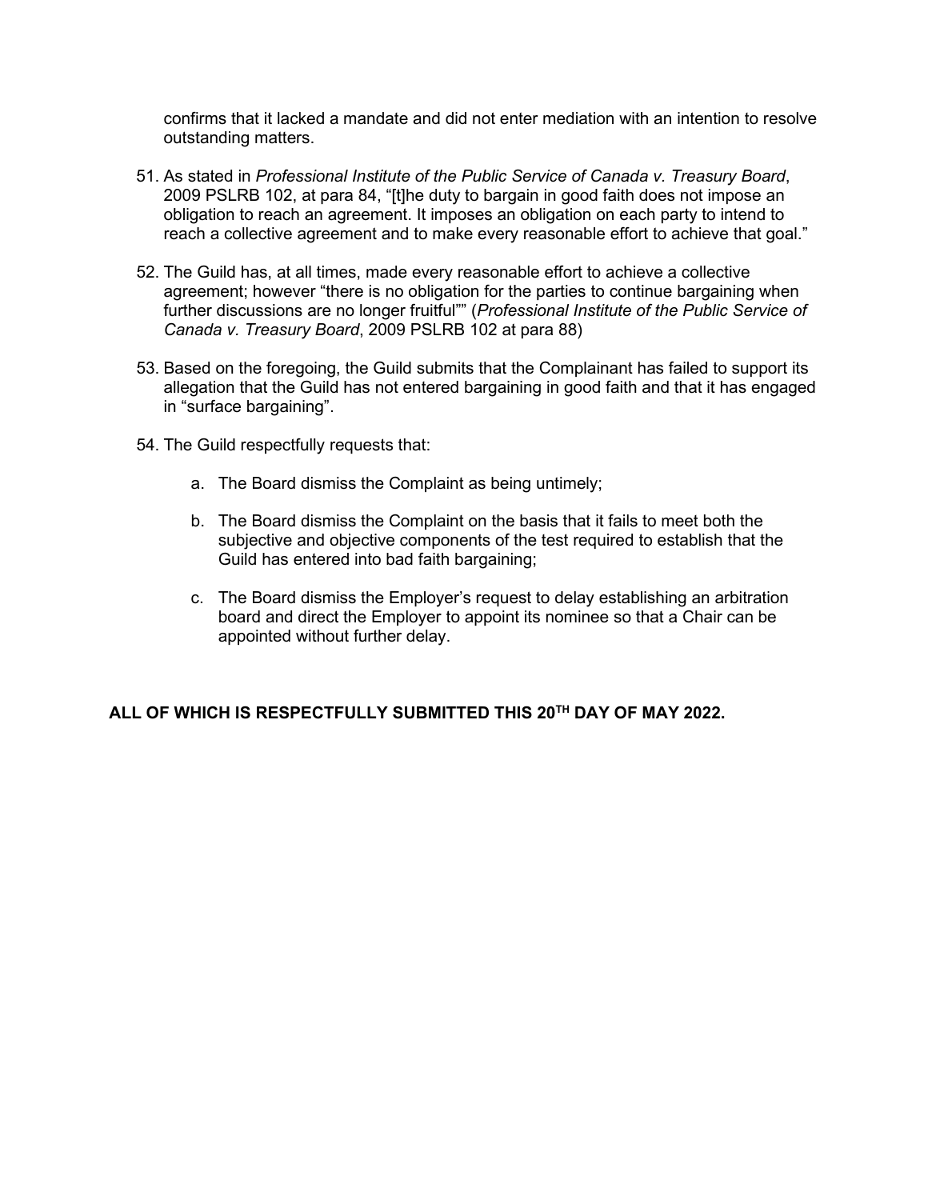confirms that it lacked a mandate and did not enter mediation with an intention to resolve outstanding matters.

51. As stated in *Professional Institute of the Public Service of Canada v. Treasury Board*, 2009 PSLRB 102, at para 84, "[t]he duty to bargain in good faith does not impose an obligation to reach an agreement. It imposes an obligation on each party to intend to reach a collective agreement and to make every reasonable effort to achieve that goal."

52. The Guild has, at all times, made every reasonable effort to achieve a collective agreement; however "there is no obligation for the parties to continue bargaining when further discussions are no longer fruitful"" (*Professional Institute of the Public Service of Canada v. Treasury Board*, 2009 PSLRB 102 at para 88)

53. Based on the foregoing, the Guild submits that the Complainant has failed to support its allegation that the Guild has not entered bargaining in good faith and that it has engaged in "surface bargaining".

54. The Guild respectfully requests that:

    a. The Board dismiss the Complaint as being untimely;

    b. The Board dismiss the Complaint on the basis that it fails to meet both the subjective and objective components of the test required to establish that the Guild has entered into bad faith bargaining;

    c. The Board dismiss the Employer's request to delay establishing an arbitration board and direct the Employer to appoint its nominee so that a Chair can be appointed without further delay.

**ALL OF WHICH IS RESPECTFULLY SUBMITTED THIS 20TH DAY OF MAY 2022.**